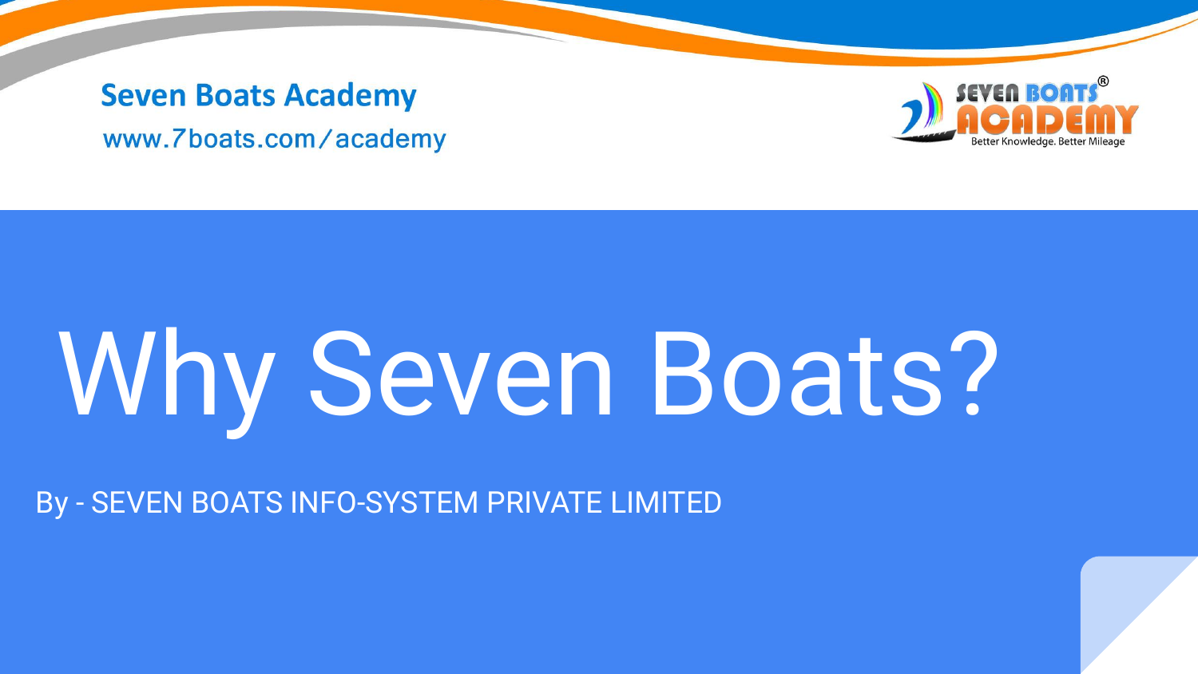**Seven Boats Academy**

www.7boats.com/academy

SEVEN BOATS® ACADEMY

Better Knowledge. Better Mileage

# Why Seven Boats?

By - SEVEN BOATS INFO-SYSTEM PRIVATE LIMITED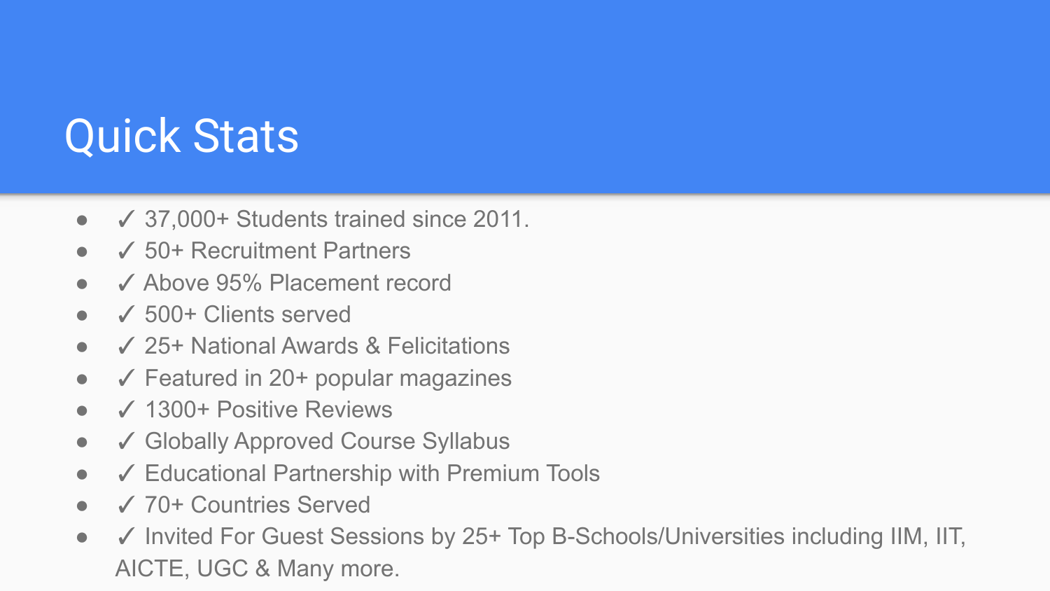# Quick Stats

- ✓ 37,000+ Students trained since 2011.
- ✓ 50+ Recruitment Partners
- ✓ Above 95% Placement record
- ✓ 500+ Clients served
- ✓ 25+ National Awards & Felicitations
- ✓ Featured in 20+ popular magazines
- ✓ 1300+ Positive Reviews
- ✓ Globally Approved Course Syllabus
- ✓ Educational Partnership with Premium Tools
- ✓ 70+ Countries Served
- ✓ Invited For Guest Sessions by 25+ Top B-Schools/Universities including IIM, IIT, AICTE, UGC & Many more.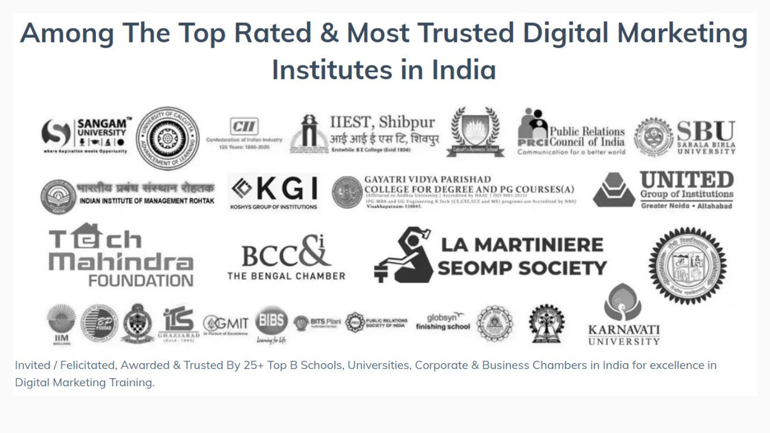# Among The Top Rated & Most Trusted Digital Marketing Institutes in India

Invited / Felicitated, Awarded & Trusted By 25+ Top B Schools, Universities, Corporate & Business Chambers in India for excellence in Digital Marketing Training.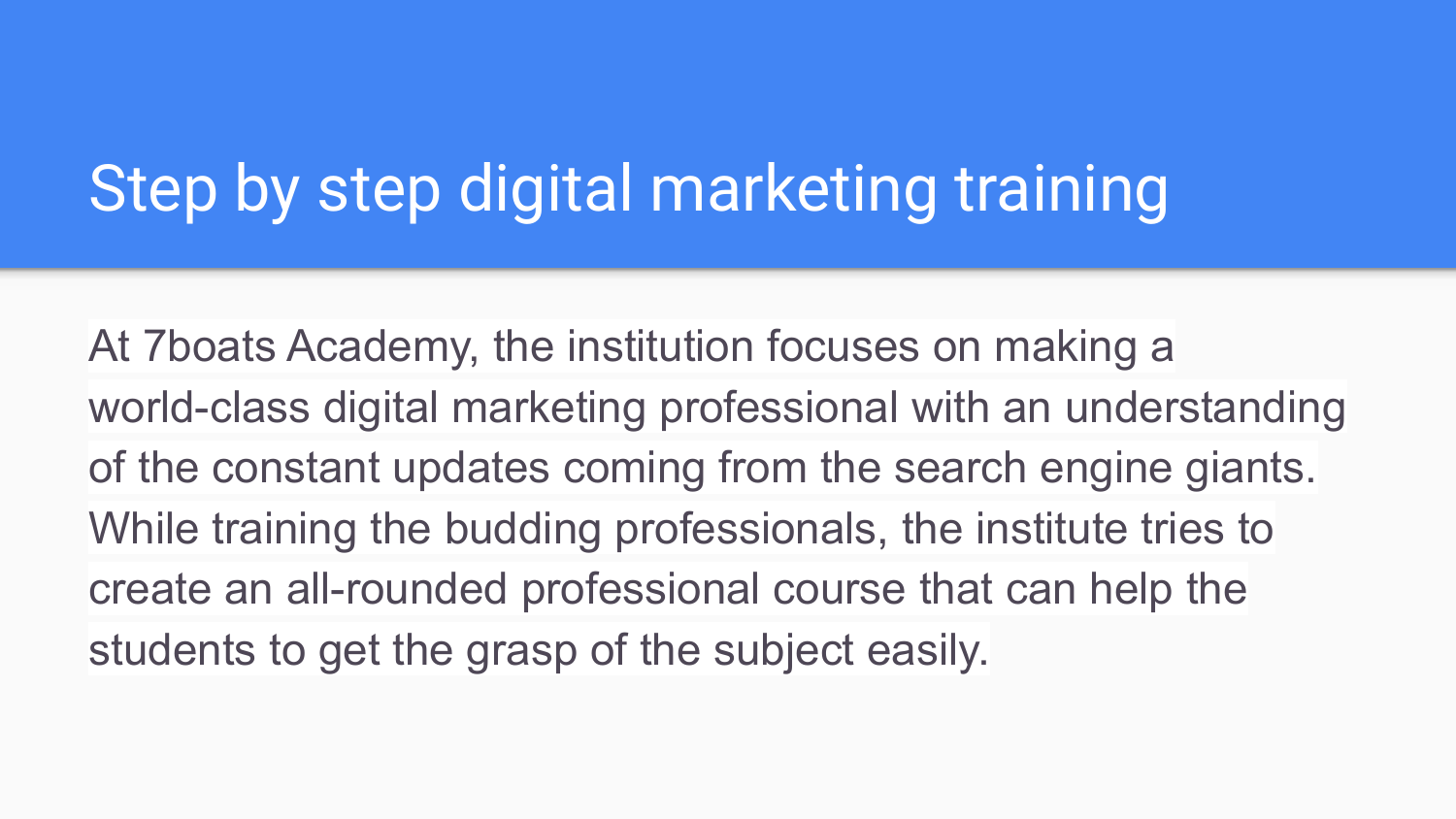# Step by step digital marketing training

At 7boats Academy, the institution focuses on making a world-class digital marketing professional with an understanding of the constant updates coming from the search engine giants. While training the budding professionals, the institute tries to create an all-rounded professional course that can help the students to get the grasp of the subject easily.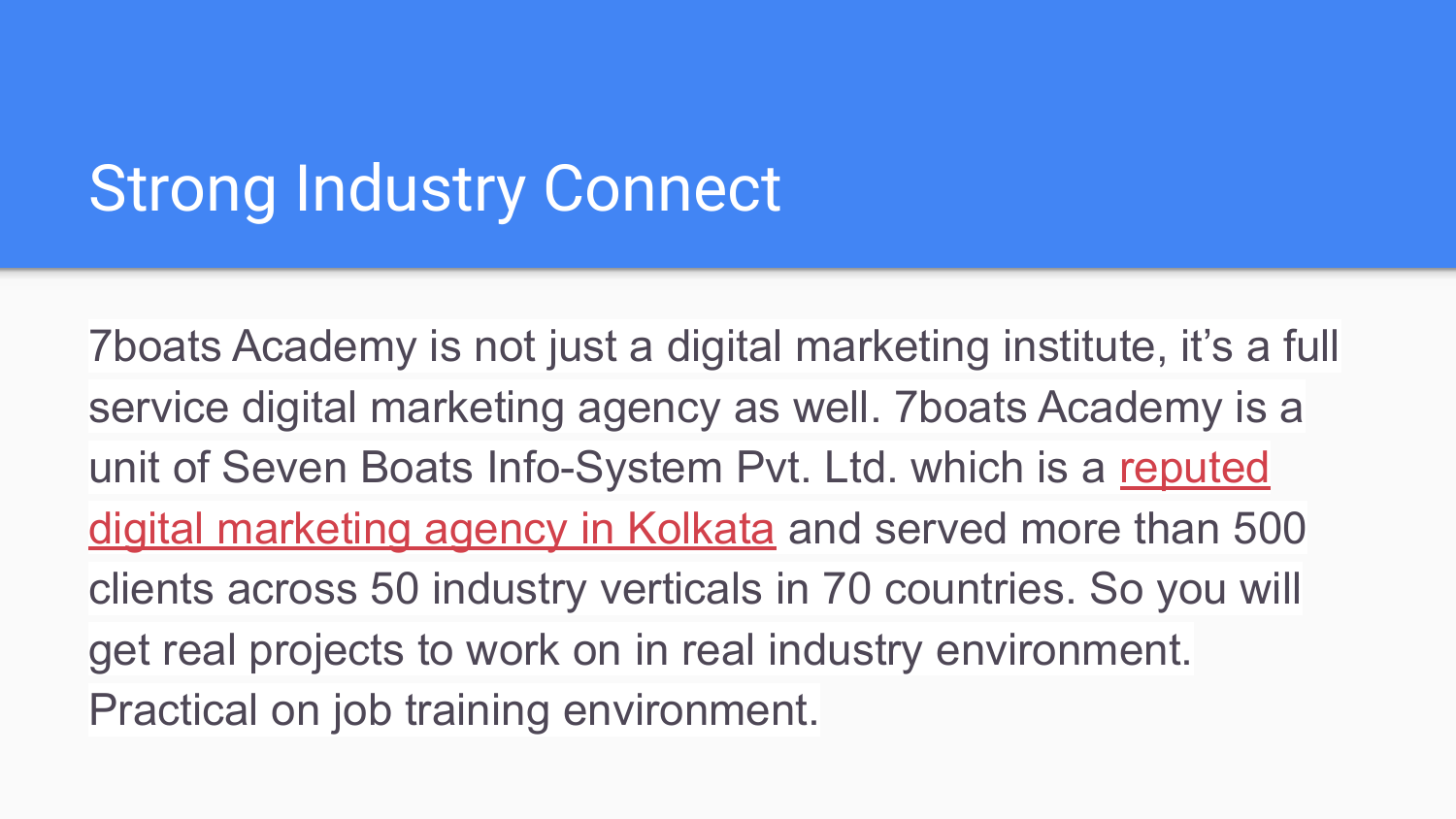# Strong Industry Connect

7boats Academy is not just a digital marketing institute, it’s a full service digital marketing agency as well. 7boats Academy is a unit of Seven Boats Info-System Pvt. Ltd. which is a reputed digital marketing agency in Kolkata and served more than 500 clients across 50 industry verticals in 70 countries. So you will get real projects to work on in real industry environment. Practical on job training environment.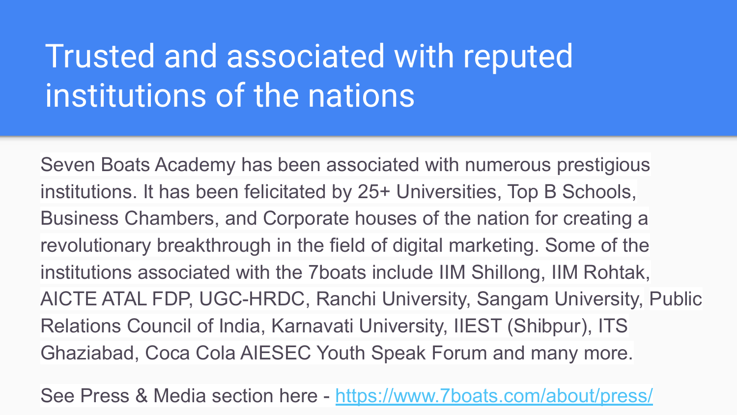# Trusted and associated with reputed institutions of the nations

Seven Boats Academy has been associated with numerous prestigious institutions. It has been felicitated by 25+ Universities, Top B Schools, Business Chambers, and Corporate houses of the nation for creating a revolutionary breakthrough in the field of digital marketing. Some of the institutions associated with the 7boats include IIM Shillong, IIM Rohtak, AICTE ATAL FDP, UGC-HRDC, Ranchi University, Sangam University, Public Relations Council of India, Karnavati University, IIEST (Shibpur), ITS Ghaziabad, Coca Cola AIESEC Youth Speak Forum and many more.

See Press & Media section here - https://www.7boats.com/about/press/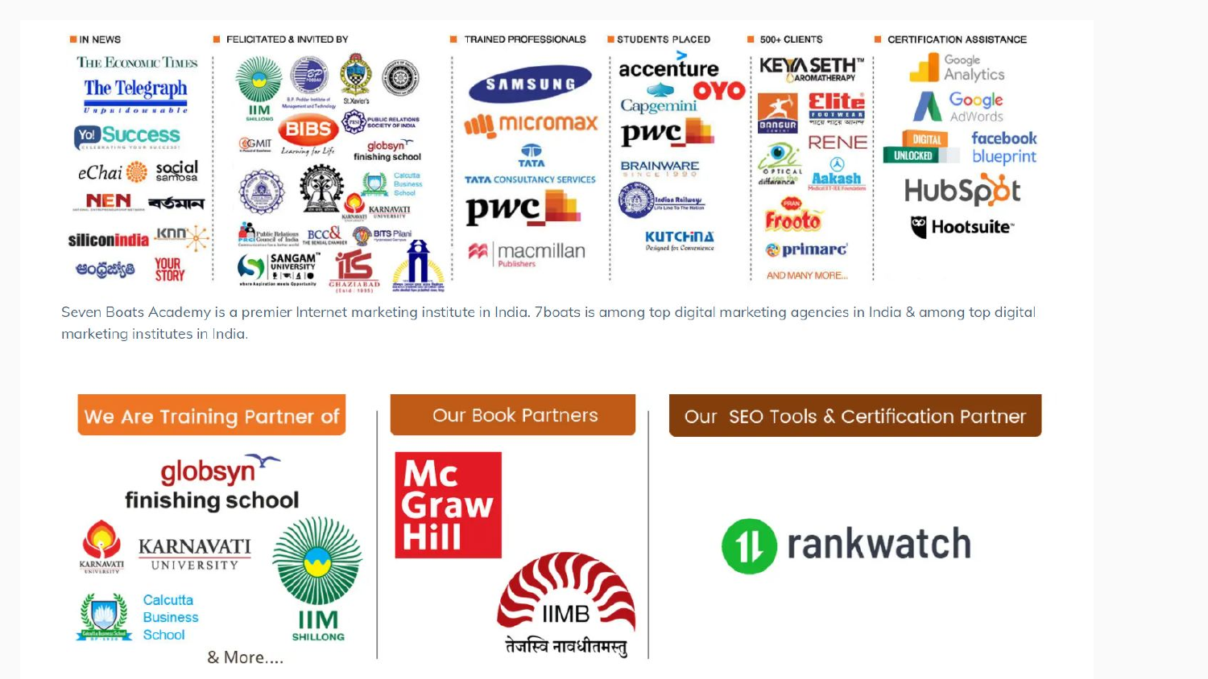IN NEWS

The Economic Times, The Telegraph, YoSuccess, eChai, social samosa, NEN, বর্তমান, siliconindia, knn, YourStory

FELICITATED & INVITED BY

IIM Shillong, B.P. Poddar Institute of Management and Technology, St. Xavier's, BIBS, Public Relations Society of India, GMIT, globsyn finishing school, Calcutta Business School, Karnavati University, Public Relations Council of India, BCC&I, BITS Pilani, Sangam University, IIS Ghaziabad

TRAINED PROFESSIONALS

Samsung, micromax, Tata Consultancy Services, pwc, macmillan Publishers

STUDENTS PLACED

accenture, OYO, Capgemini, pwc, Brainware, Indian Railways, Kutchina

500+ CLIENTS

Keya Seth Aromatherapy, Elite Footwear, Bangur, Rene, Aakash, Frooto, primarc, AND MANY MORE...

CERTIFICATION ASSISTANCE

Google Analytics, Google AdWords, Digital Unlocked, facebook blueprint, HubSpot, Hootsuite

Seven Boats Academy is a premier Internet marketing institute in India. 7boats is among top digital marketing agencies in India & among top digital marketing institutes in India.

## We Are Training Partner of

globsyn finishing school, Karnavati University, IIM Shillong, Calcutta Business School

& More....

## Our Book Partners

Mc Graw Hill, IIMB तेजस्वि नावधीतमस्तु

## Our SEO Tools & Certification Partner

rankwatch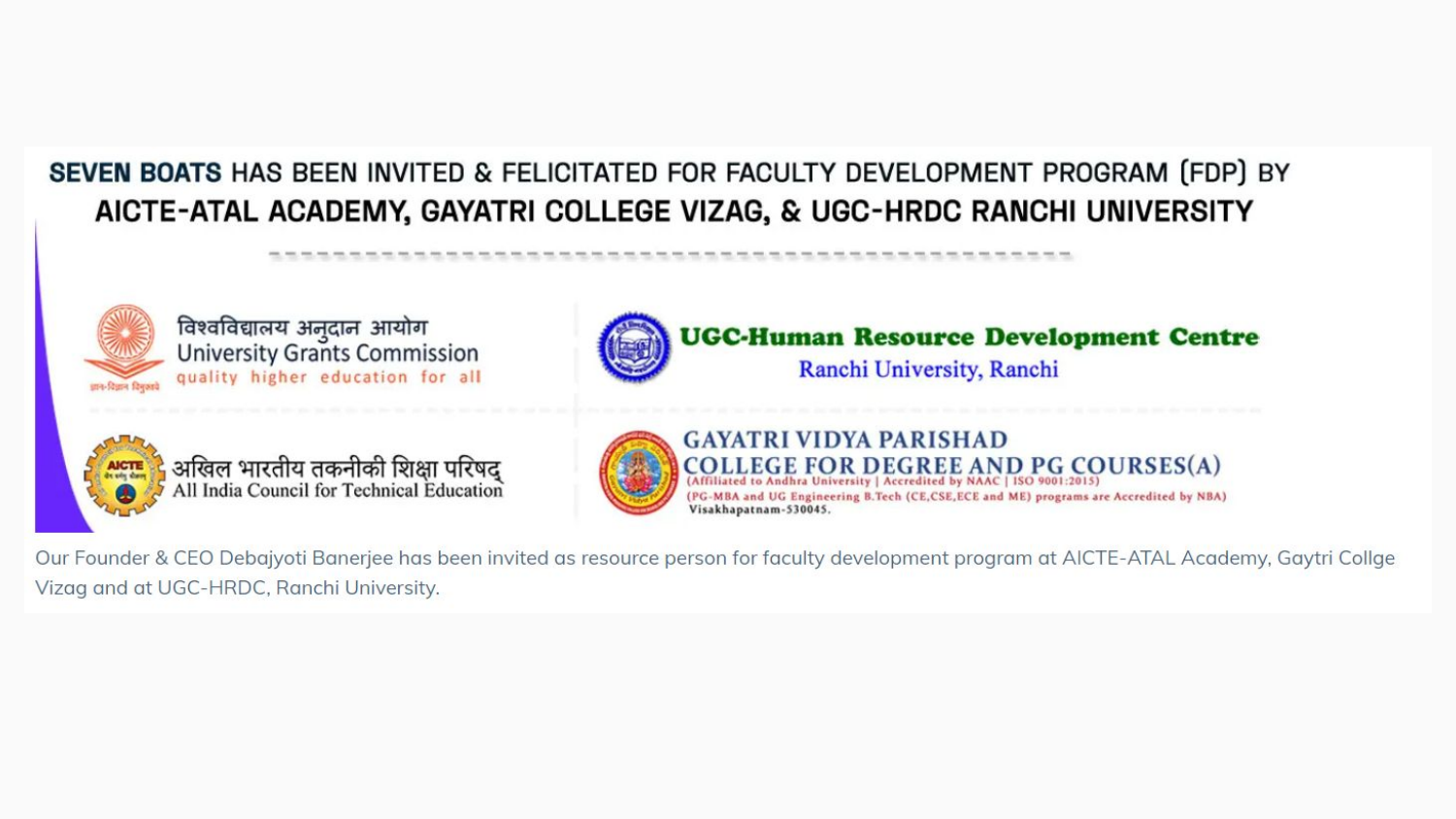## SEVEN BOATS HAS BEEN INVITED & FELICITATED FOR FACULTY DEVELOPMENT PROGRAM (FDP) BY AICTE-ATAL ACADEMY, GAYATRI COLLEGE VIZAG, & UGC-HRDC RANCHI UNIVERSITY

विश्वविद्यालय अनुदान आयोग
University Grants Commission
quality higher education for all

UGC-Human Resource Development Centre
Ranchi University, Ranchi

अखिल भारतीय तकनीकी शिक्षा परिषद्
All India Council for Technical Education

GAYATRI VIDYA PARISHAD
COLLEGE FOR DEGREE AND PG COURSES(A)
(Affiliated to Andhra University | Accredited by NAAC | ISO 9001:2015)
(PG-MBA and UG Engineering B.Tech (CE,CSE,ECE and ME) programs are Accredited by NBA)
Visakhapatnam-530045.

Our Founder & CEO Debajyoti Banerjee has been invited as resource person for faculty development program at AICTE-ATAL Academy, Gaytri Collge Vizag and at UGC-HRDC, Ranchi University.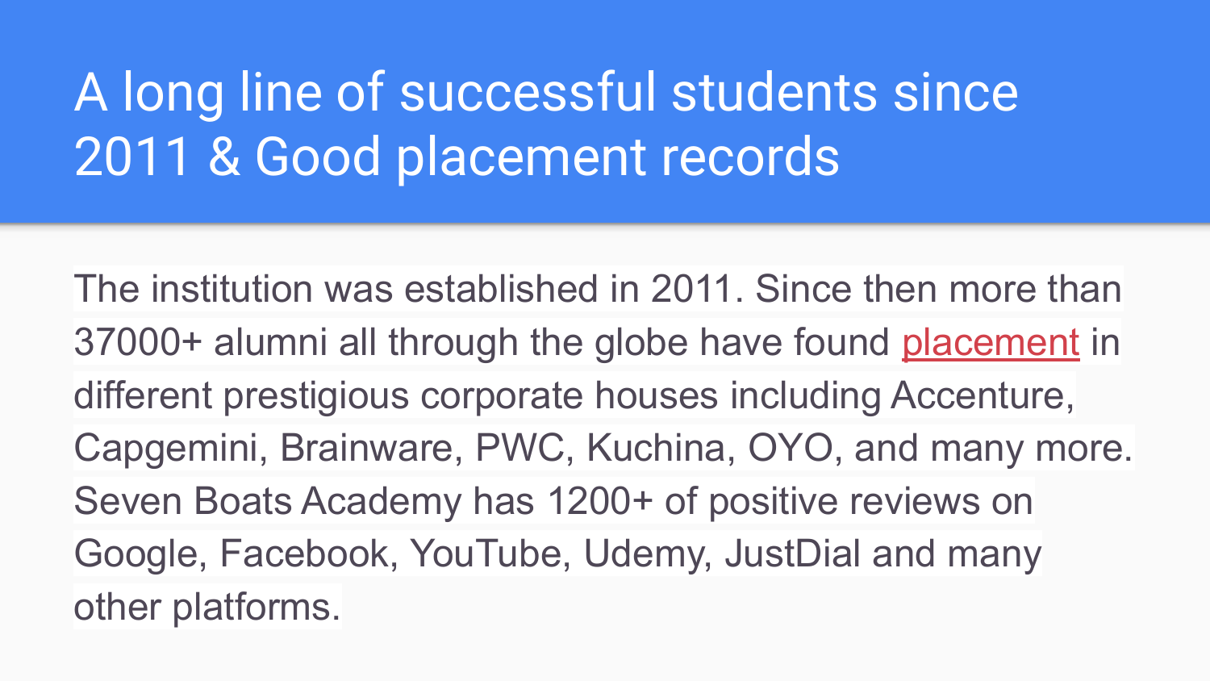# A long line of successful students since 2011 & Good placement records

The institution was established in 2011. Since then more than 37000+ alumni all through the globe have found placement in different prestigious corporate houses including Accenture, Capgemini, Brainware, PWC, Kuchina, OYO, and many more. Seven Boats Academy has 1200+ of positive reviews on Google, Facebook, YouTube, Udemy, JustDial and many other platforms.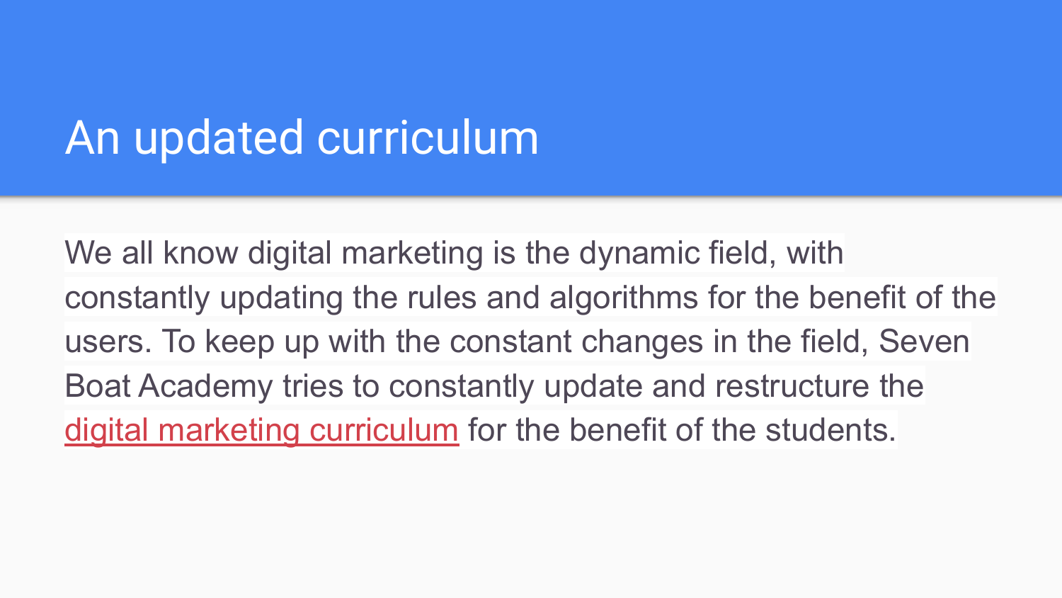# An updated curriculum

We all know digital marketing is the dynamic field, with constantly updating the rules and algorithms for the benefit of the users. To keep up with the constant changes in the field, Seven Boat Academy tries to constantly update and restructure the digital marketing curriculum for the benefit of the students.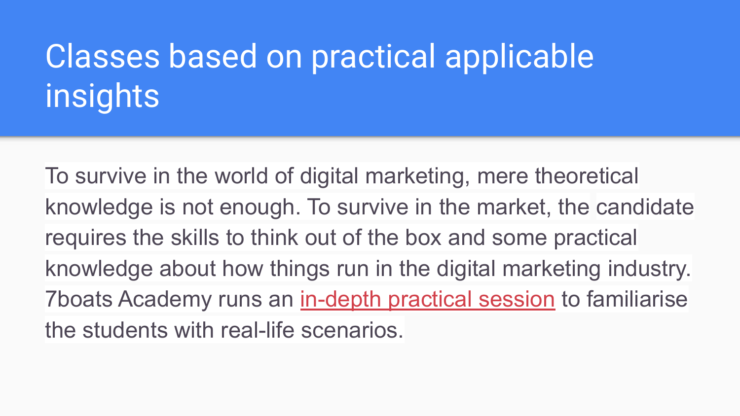# Classes based on practical applicable insights

To survive in the world of digital marketing, mere theoretical knowledge is not enough. To survive in the market, the candidate requires the skills to think out of the box and some practical knowledge about how things run in the digital marketing industry. 7boats Academy runs an in-depth practical session to familiarise the students with real-life scenarios.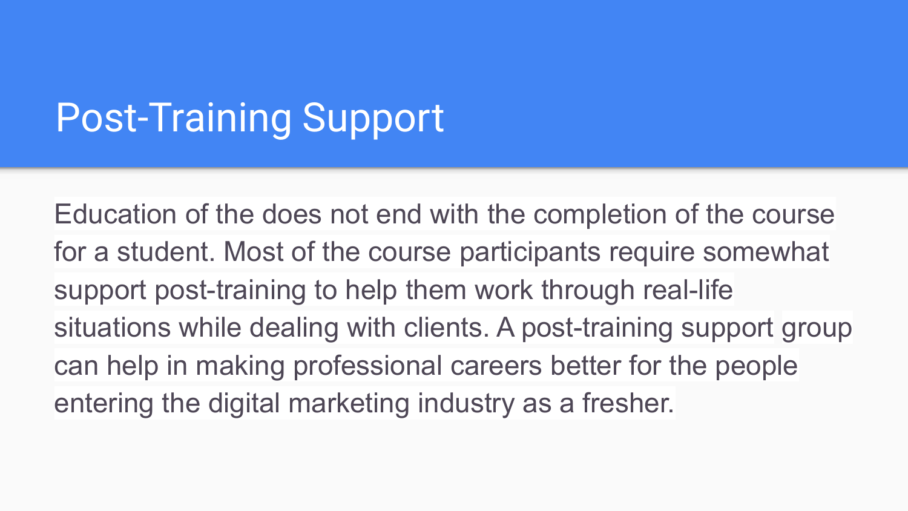# Post-Training Support

Education of the does not end with the completion of the course for a student. Most of the course participants require somewhat support post-training to help them work through real-life situations while dealing with clients. A post-training support group can help in making professional careers better for the people entering the digital marketing industry as a fresher.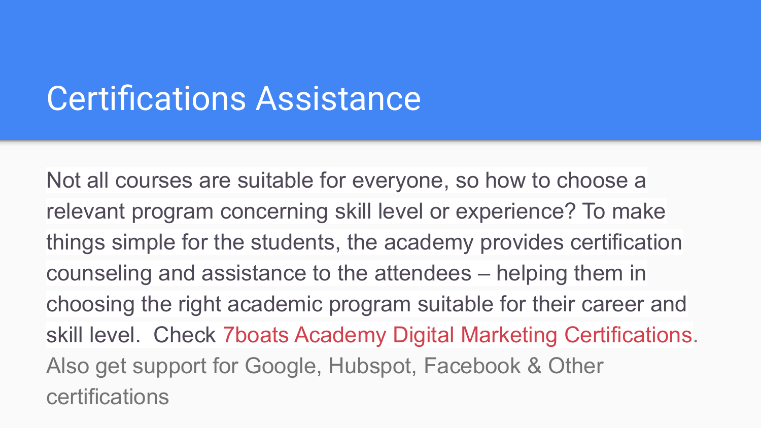# Certifications Assistance

Not all courses are suitable for everyone, so how to choose a relevant program concerning skill level or experience? To make things simple for the students, the academy provides certification counseling and assistance to the attendees – helping them in choosing the right academic program suitable for their career and skill level. Check 7boats Academy Digital Marketing Certifications. Also get support for Google, Hubspot, Facebook & Other certifications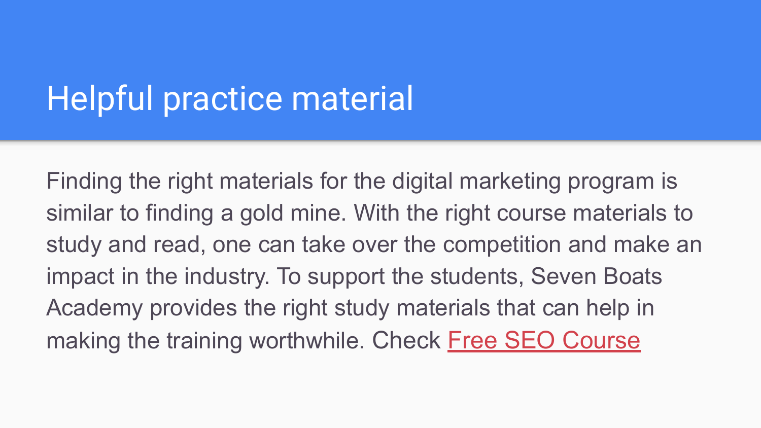# Helpful practice material

Finding the right materials for the digital marketing program is similar to finding a gold mine. With the right course materials to study and read, one can take over the competition and make an impact in the industry. To support the students, Seven Boats Academy provides the right study materials that can help in making the training worthwhile. Check Free SEO Course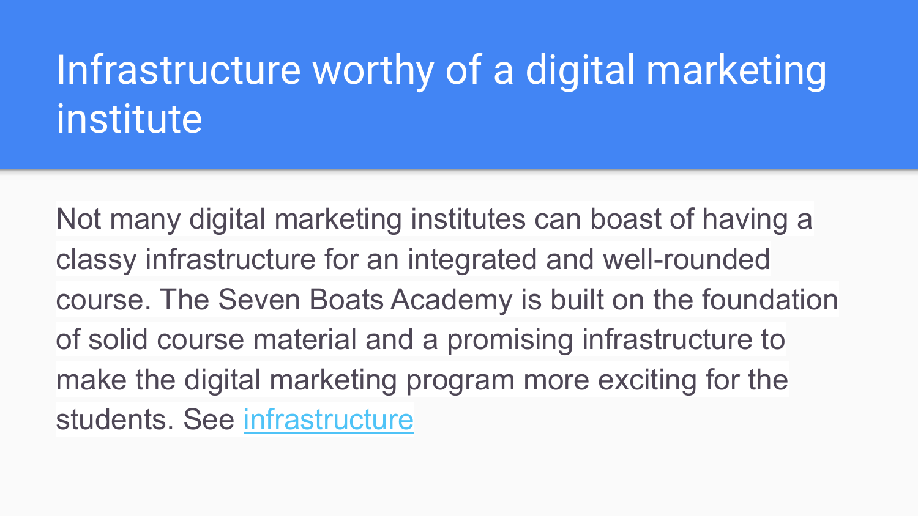# Infrastructure worthy of a digital marketing institute

Not many digital marketing institutes can boast of having a classy infrastructure for an integrated and well-rounded course. The Seven Boats Academy is built on the foundation of solid course material and a promising infrastructure to make the digital marketing program more exciting for the students. See infrastructure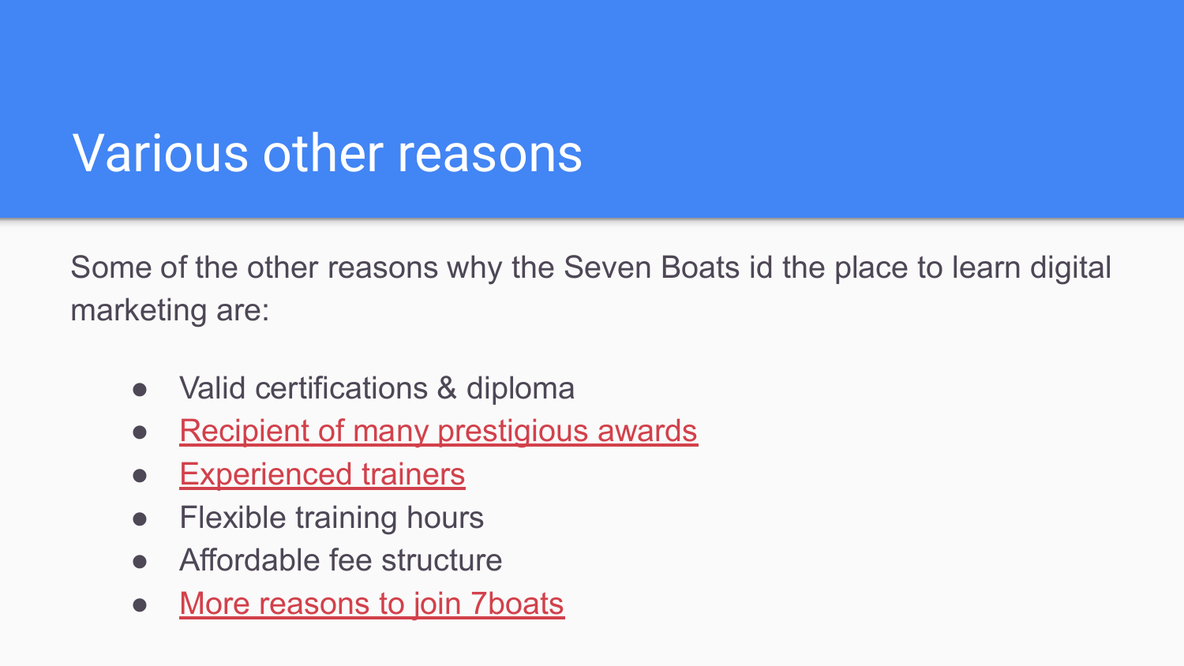# Various other reasons

Some of the other reasons why the Seven Boats id the place to learn digital marketing are:

- Valid certifications & diploma
- Recipient of many prestigious awards
- Experienced trainers
- Flexible training hours
- Affordable fee structure
- More reasons to join 7boats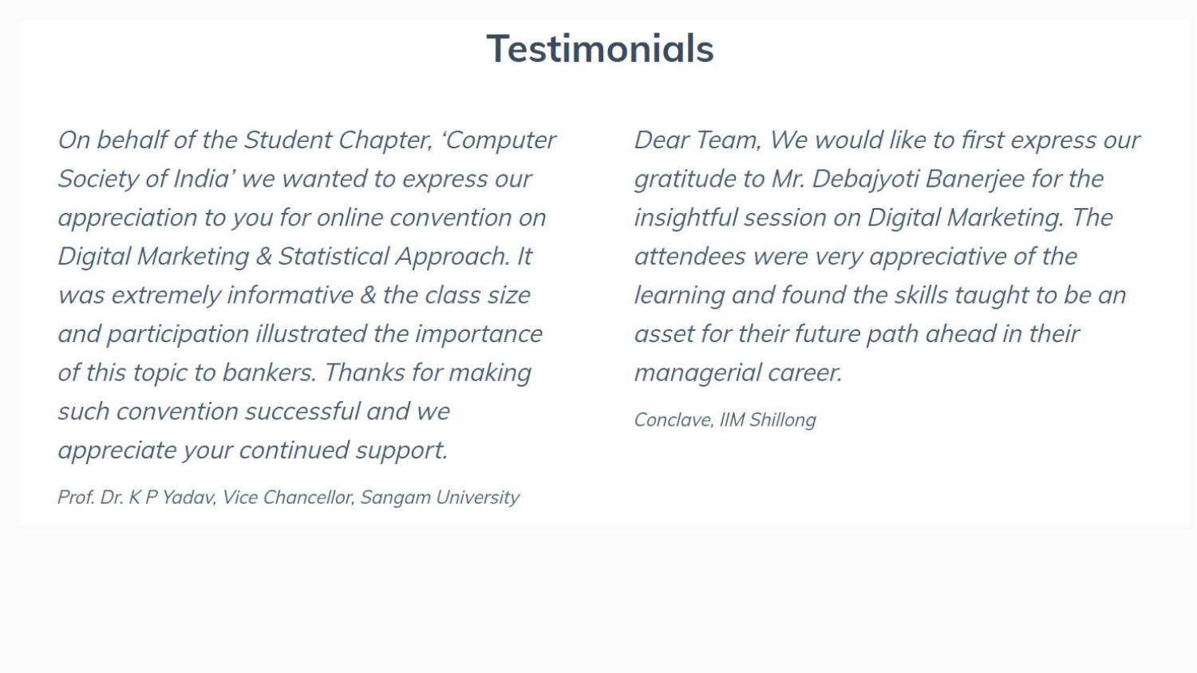# Testimonials

*On behalf of the Student Chapter, 'Computer Society of India' we wanted to express our appreciation to you for online convention on Digital Marketing & Statistical Approach. It was extremely informative & the class size and participation illustrated the importance of this topic to bankers. Thanks for making such convention successful and we appreciate your continued support.*

*Prof. Dr. K P Yadav, Vice Chancellor, Sangam University*

*Dear Team, We would like to first express our gratitude to Mr. Debajyoti Banerjee for the insightful session on Digital Marketing. The attendees were very appreciative of the learning and found the skills taught to be an asset for their future path ahead in their managerial career.*

*Conclave, IIM Shillong*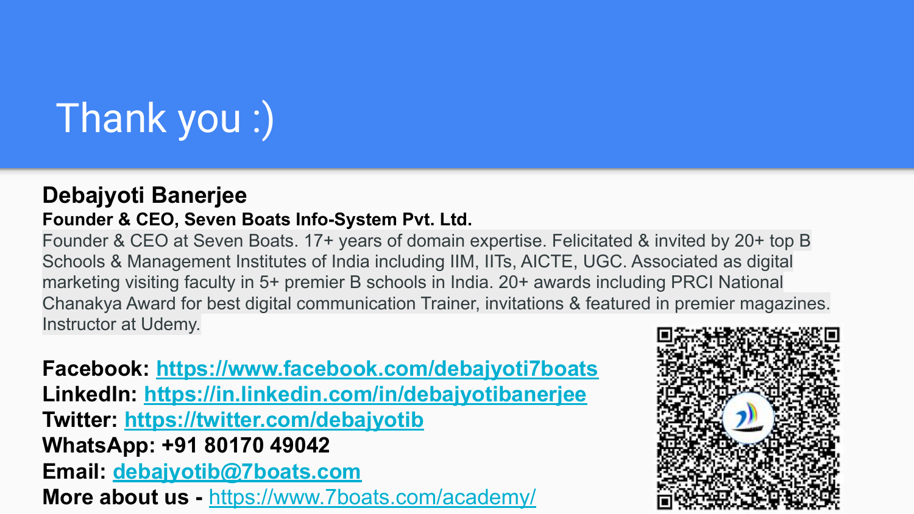# Thank you :)

**Debajyoti Banerjee**

**Founder & CEO, Seven Boats Info-System Pvt. Ltd.**

Founder & CEO at Seven Boats. 17+ years of domain expertise. Felicitated & invited by 20+ top B Schools & Management Institutes of India including IIM, IITs, AICTE, UGC. Associated as digital marketing visiting faculty in 5+ premier B schools in India. 20+ awards including PRCI National Chanakya Award for best digital communication Trainer, invitations & featured in premier magazines. Instructor at Udemy.

**Facebook:** **https://www.facebook.com/debajyoti7boats**
**LinkedIn:** **https://in.linkedin.com/in/debajyotibanerjee**
**Twitter:** **https://twitter.com/debajyotib**
**WhatsApp: +91 80170 49042**
**Email:** **debajyotib@7boats.com**
**More about us -** https://www.7boats.com/academy/